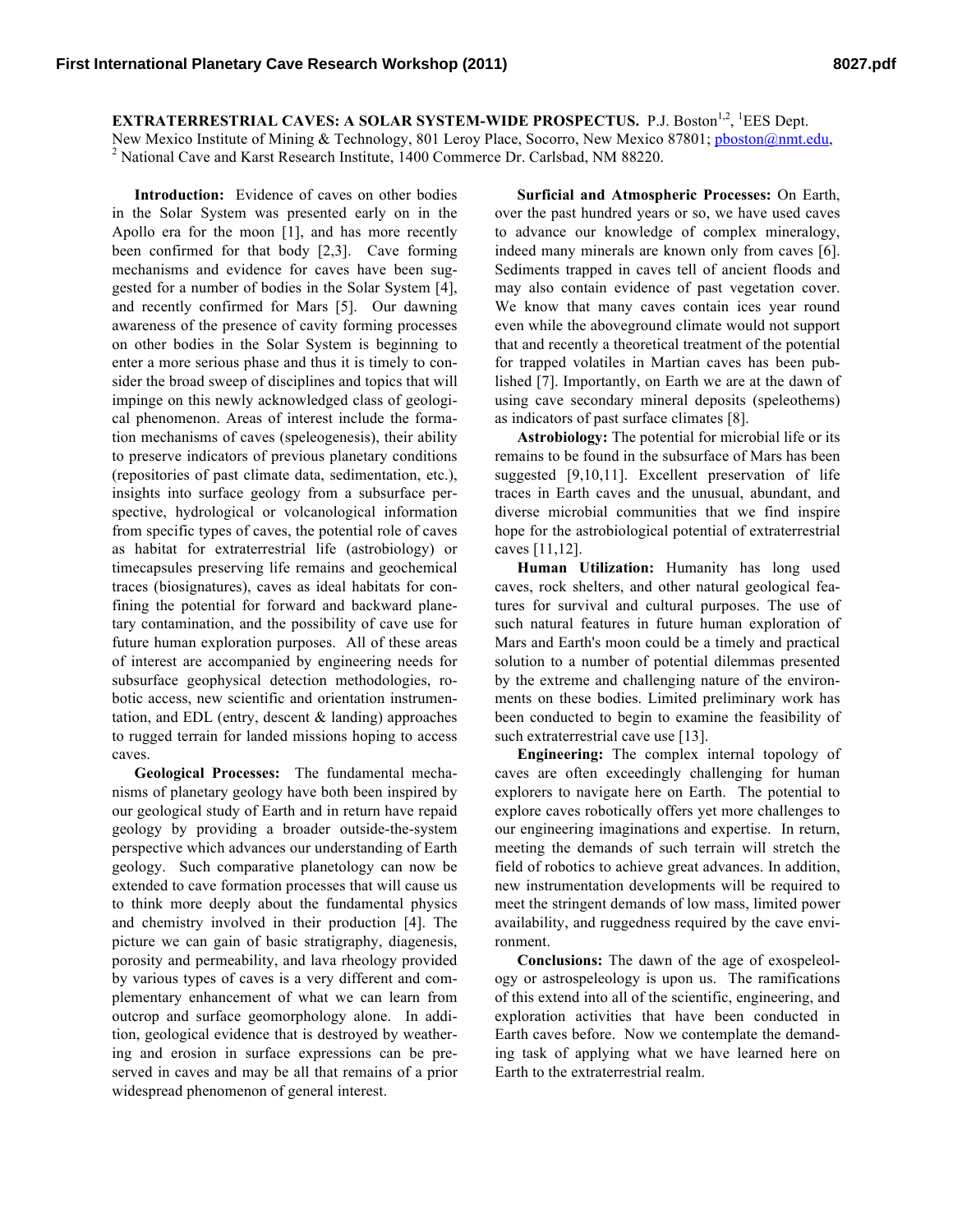# EXTRATERRESTRIAL CAVES: A SOLAR SYSTEM-WIDE PROSPECTUS.

P.J. Boston[1,2], [1]EES Dept. New Mexico Institute of Mining & Technology, 801 Leroy Place, Socorro, New Mexico 87801; pboston@nmt.edu, [2] National Cave and Karst Research Institute, 1400 Commerce Dr. Carlsbad, NM 88220.

**Introduction:** Evidence of caves on other bodies in the Solar System was presented early on in the Apollo era for the moon [1], and has more recently been confirmed for that body [2,3]. Cave forming mechanisms and evidence for caves have been suggested for a number of bodies in the Solar System [4], and recently confirmed for Mars [5]. Our dawning awareness of the presence of cavity forming processes on other bodies in the Solar System is beginning to enter a more serious phase and thus it is timely to consider the broad sweep of disciplines and topics that will impinge on this newly acknowledged class of geological phenomenon. Areas of interest include the formation mechanisms of caves (speleogenesis), their ability to preserve indicators of previous planetary conditions (repositories of past climate data, sedimentation, etc.), insights into surface geology from a subsurface perspective, hydrological or volcanological information from specific types of caves, the potential role of caves as habitat for extraterrestrial life (astrobiology) or timecapsules preserving life remains and geochemical traces (biosignatures), caves as ideal habitats for confining the potential for forward and backward planetary contamination, and the possibility of cave use for future human exploration purposes. All of these areas of interest are accompanied by engineering needs for subsurface geophysical detection methodologies, robotic access, new scientific and orientation instrumentation, and EDL (entry, descent & landing) approaches to rugged terrain for landed missions hoping to access caves.

**Geological Processes:** The fundamental mechanisms of planetary geology have both been inspired by our geological study of Earth and in return have repaid geology by providing a broader outside-the-system perspective which advances our understanding of Earth geology. Such comparative planetology can now be extended to cave formation processes that will cause us to think more deeply about the fundamental physics and chemistry involved in their production [4]. The picture we can gain of basic stratigraphy, diagenesis, porosity and permeability, and lava rheology provided by various types of caves is a very different and complementary enhancement of what we can learn from outcrop and surface geomorphology alone. In addition, geological evidence that is destroyed by weathering and erosion in surface expressions can be preserved in caves and may be all that remains of a prior widespread phenomenon of general interest.

**Surficial and Atmospheric Processes:** On Earth, over the past hundred years or so, we have used caves to advance our knowledge of complex mineralogy, indeed many minerals are known only from caves [6]. Sediments trapped in caves tell of ancient floods and may also contain evidence of past vegetation cover. We know that many caves contain ices year round even while the aboveground climate would not support that and recently a theoretical treatment of the potential for trapped volatiles in Martian caves has been published [7]. Importantly, on Earth we are at the dawn of using cave secondary mineral deposits (speleothems) as indicators of past surface climates [8].

**Astrobiology:** The potential for microbial life or its remains to be found in the subsurface of Mars has been suggested [9,10,11]. Excellent preservation of life traces in Earth caves and the unusual, abundant, and diverse microbial communities that we find inspire hope for the astrobiological potential of extraterrestrial caves [11,12].

**Human Utilization:** Humanity has long used caves, rock shelters, and other natural geological features for survival and cultural purposes. The use of such natural features in future human exploration of Mars and Earth's moon could be a timely and practical solution to a number of potential dilemmas presented by the extreme and challenging nature of the environments on these bodies. Limited preliminary work has been conducted to begin to examine the feasibility of such extraterrestrial cave use [13].

**Engineering:** The complex internal topology of caves are often exceedingly challenging for human explorers to navigate here on Earth. The potential to explore caves robotically offers yet more challenges to our engineering imaginations and expertise. In return, meeting the demands of such terrain will stretch the field of robotics to achieve great advances. In addition, new instrumentation developments will be required to meet the stringent demands of low mass, limited power availability, and ruggedness required by the cave environment.

**Conclusions:** The dawn of the age of exospeleology or astrospeleology is upon us. The ramifications of this extend into all of the scientific, engineering, and exploration activities that have been conducted in Earth caves before. Now we contemplate the demanding task of applying what we have learned here on Earth to the extraterrestrial realm.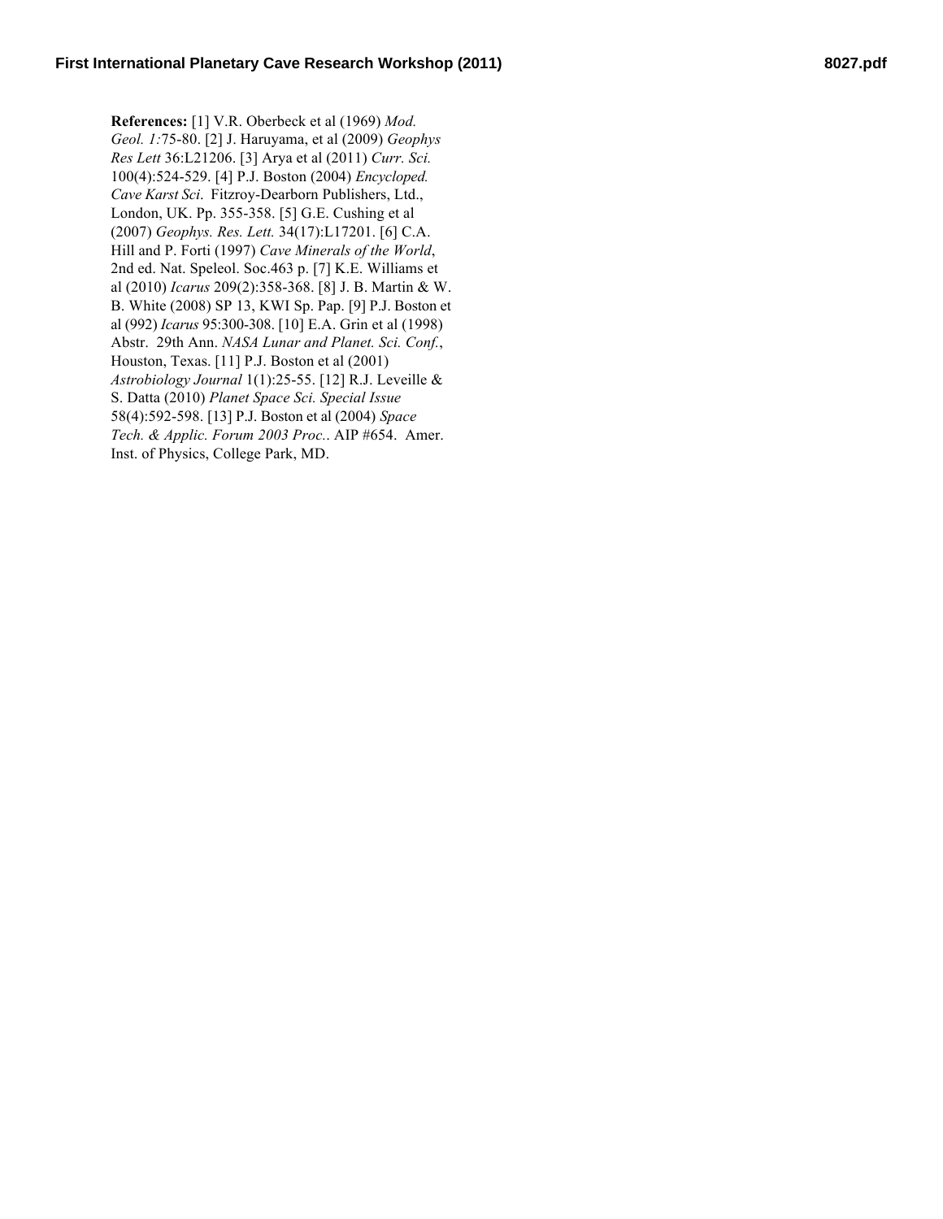**References:** [1] V.R. Oberbeck et al (1969) *Mod. Geol. 1:*75-80. [2] J. Haruyama, et al (2009) *Geophys Res Lett* 36:L21206. [3] Arya et al (2011) *Curr. Sci.* 100(4):524-529. [4] P.J. Boston (2004) *Encycloped. Cave Karst Sci*. Fitzroy-Dearborn Publishers, Ltd., London, UK. Pp. 355-358. [5] G.E. Cushing et al (2007) *Geophys. Res. Lett.* 34(17):L17201. [6] C.A. Hill and P. Forti (1997) *Cave Minerals of the World*, 2nd ed. Nat. Speleol. Soc.463 p. [7] K.E. Williams et al (2010) *Icarus* 209(2):358-368. [8] J. B. Martin & W. B. White (2008) SP 13, KWI Sp. Pap. [9] P.J. Boston et al (992) *Icarus* 95:300-308. [10] E.A. Grin et al (1998) Abstr. 29th Ann. *NASA Lunar and Planet. Sci. Conf.*, Houston, Texas. [11] P.J. Boston et al (2001) *Astrobiology Journal* 1(1):25-55. [12] R.J. Leveille & S. Datta (2010) *Planet Space Sci. Special Issue* 58(4):592-598. [13] P.J. Boston et al (2004) *Space Tech. & Applic. Forum 2003 Proc.*. AIP #654. Amer. Inst. of Physics, College Park, MD.